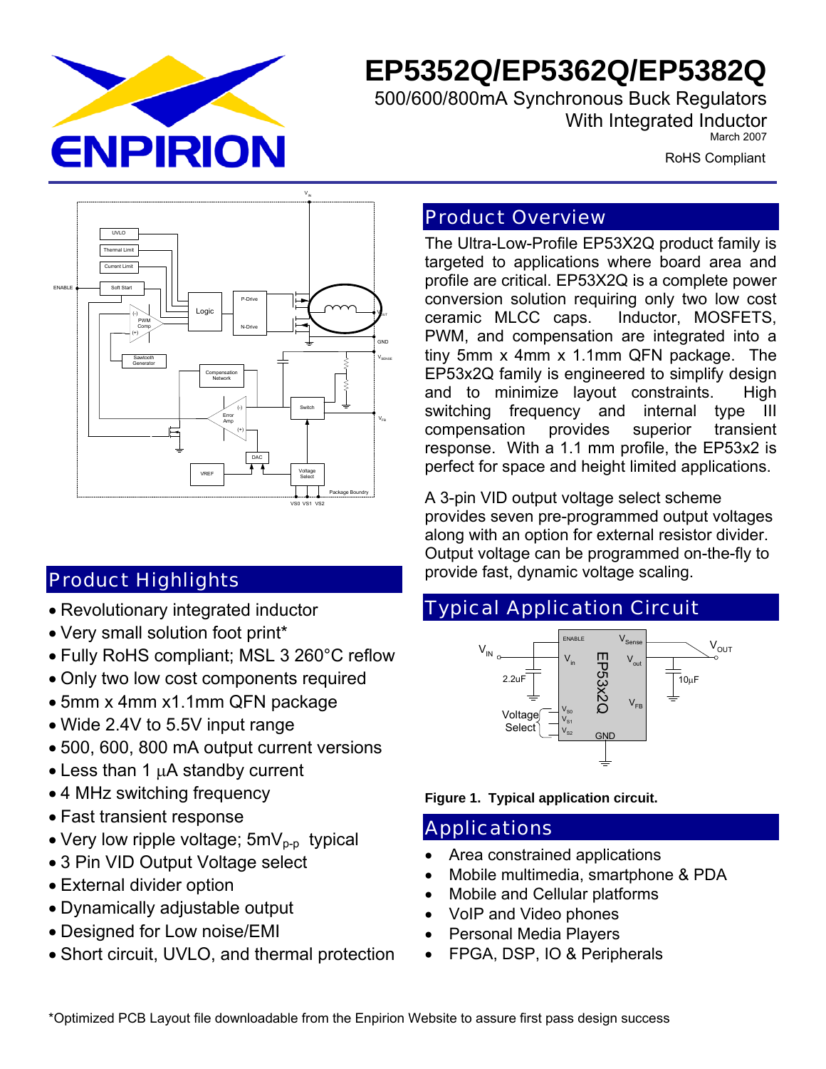# EP5352Q/EP5362Q/EP5382Q

500/600/800mA Synchronous Buck Regulators
With Integrated Inductor

March 2007

RoHS Compliant

## Product Overview

The Ultra-Low-Profile EP53X2Q product family is targeted to applications where board area and profile are critical. EP53X2Q is a complete power conversion solution requiring only two low cost ceramic MLCC caps. Inductor, MOSFETS, PWM, and compensation are integrated into a tiny 5mm x 4mm x 1.1mm QFN package. The EP53x2Q family is engineered to simplify design and to minimize layout constraints. High switching frequency and internal type III compensation provides superior transient response. With a 1.1 mm profile, the EP53x2 is perfect for space and height limited applications.

A 3-pin VID output voltage select scheme provides seven pre-programmed output voltages along with an option for external resistor divider. Output voltage can be programmed on-the-fly to provide fast, dynamic voltage scaling.

## Product Highlights

- Revolutionary integrated inductor
- Very small solution foot print*
- Fully RoHS compliant; MSL 3 260°C reflow
- Only two low cost components required
- 5mm x 4mm x1.1mm QFN package
- Wide 2.4V to 5.5V input range
- 500, 600, 800 mA output current versions
- Less than 1 µA standby current
- 4 MHz switching frequency
- Fast transient response
- Very low ripple voltage; 5mV$_{p\text{-}p}$ typical
- 3 Pin VID Output Voltage select
- External divider option
- Dynamically adjustable output
- Designed for Low noise/EMI
- Short circuit, UVLO, and thermal protection

## Typical Application Circuit

**Figure 1. Typical application circuit.**

## Applications

- Area constrained applications
- Mobile multimedia, smartphone & PDA
- Mobile and Cellular platforms
- VoIP and Video phones
- Personal Media Players
- FPGA, DSP, IO & Peripherals

*Optimized PCB Layout file downloadable from the Enpirion Website to assure first pass design success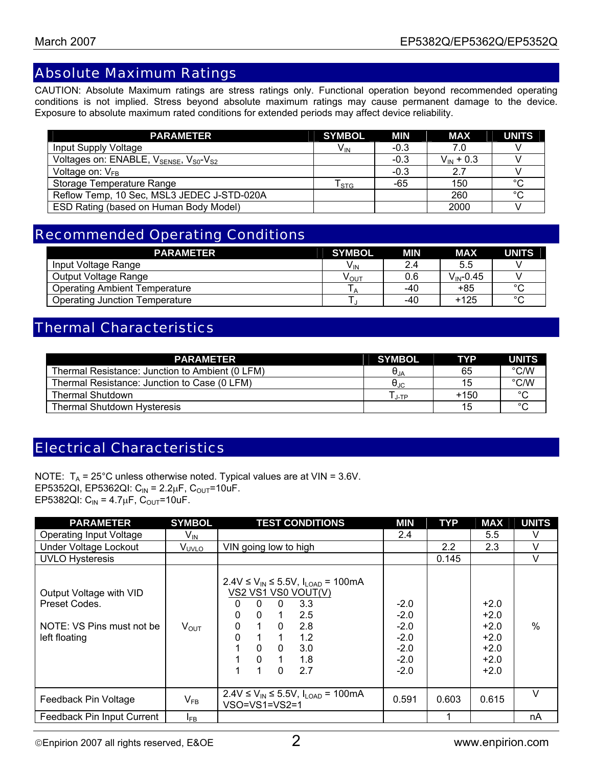## Absolute Maximum Ratings

CAUTION: Absolute Maximum ratings are stress ratings only. Functional operation beyond recommended operating conditions is not implied. Stress beyond absolute maximum ratings may cause permanent damage to the device. Exposure to absolute maximum rated conditions for extended periods may affect device reliability.

| PARAMETER | SYMBOL | MIN | MAX | UNITS |
|---|---|---|---|---|
| Input Supply Voltage | $V_{IN}$ | -0.3 | 7.0 | V |
| Voltages on: ENABLE, $V_{SENSE}$, $V_{S0}$-$V_{S2}$ | | -0.3 | $V_{IN}$ + 0.3 | V |
| Voltage on: $V_{FB}$ | | -0.3 | 2.7 | V |
| Storage Temperature Range | $T_{STG}$ | -65 | 150 | °C |
| Reflow Temp, 10 Sec, MSL3 JEDEC J-STD-020A | | | 260 | °C |
| ESD Rating (based on Human Body Model) | | | 2000 | V |

## Recommended Operating Conditions

| PARAMETER | SYMBOL | MIN | MAX | UNITS |
|---|---|---|---|---|
| Input Voltage Range | $V_{IN}$ | 2.4 | 5.5 | V |
| Output Voltage Range | $V_{OUT}$ | 0.6 | $V_{IN}$-0.45 | V |
| Operating Ambient Temperature | $T_A$ | -40 | +85 | °C |
| Operating Junction Temperature | $T_J$ | -40 | +125 | °C |

## Thermal Characteristics

| PARAMETER | SYMBOL | TYP | UNITS |
|---|---|---|---|
| Thermal Resistance: Junction to Ambient (0 LFM) | $\theta_{JA}$ | 65 | °C/W |
| Thermal Resistance: Junction to Case (0 LFM) | $\theta_{JC}$ | 15 | °C/W |
| Thermal Shutdown | $T_{J-TP}$ | +150 | °C |
| Thermal Shutdown Hysteresis | | 15 | °C |

## Electrical Characteristics

NOTE: $T_A$ = 25°C unless otherwise noted. Typical values are at VIN = 3.6V.
EP5352QI, EP5362QI: $C_{IN}$ = 2.2µF, $C_{OUT}$=10uF.
EP5382QI: $C_{IN}$ = 4.7µF, $C_{OUT}$=10uF.

| PARAMETER | SYMBOL | TEST CONDITIONS | MIN | TYP | MAX | UNITS |
|---|---|---|---|---|---|---|
| Operating Input Voltage | $V_{IN}$ | | 2.4 | | 5.5 | V |
| Under Voltage Lockout | $V_{UVLO}$ | VIN going low to high | | 2.2 | 2.3 | V |
| UVLO Hysteresis | | | | 0.145 | | V |
| Output Voltage with VID Preset Codes.<br><br>NOTE: VS Pins must not be left floating | $V_{OUT}$ | $2.4V \le V_{IN} \le 5.5V$, $I_{LOAD}$ = 100mA<br>VS2 VS1 VS0 VOUT(V)<br>0 0 0 3.3<br>0 0 1 2.5<br>0 1 0 2.8<br>0 1 1 1.2<br>1 0 0 3.0<br>1 0 1 1.8<br>1 1 0 2.7 | <br><br>-2.0<br>-2.0<br>-2.0<br>-2.0<br>-2.0<br>-2.0<br>-2.0 | | <br><br>+2.0<br>+2.0<br>+2.0<br>+2.0<br>+2.0<br>+2.0<br>+2.0 | % |
| Feedback Pin Voltage | $V_{FB}$ | $2.4V \le V_{IN} \le 5.5V$, $I_{LOAD}$ = 100mA<br>VSO=VS1=VS2=1 | 0.591 | 0.603 | 0.615 | V |
| Feedback Pin Input Current | $I_{FB}$ | | | 1 | | nA |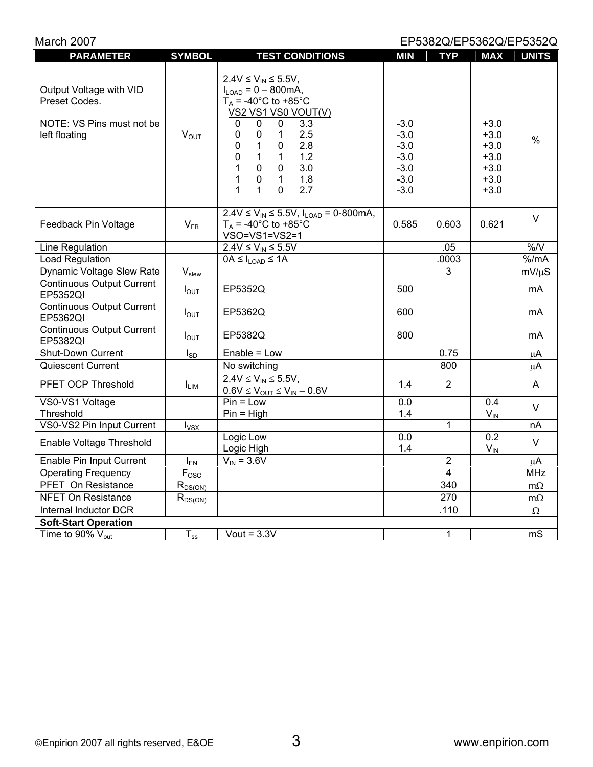| PARAMETER | SYMBOL | TEST CONDITIONS | MIN | TYP | MAX | UNITS |
|---|---|---|---|---|---|---|
| Output Voltage with VID Preset Codes.<br><br>NOTE: VS Pins must not be left floating | $V_{OUT}$ | $2.4V \leq V_{IN} \leq 5.5V$,<br>$I_{LOAD}$ = 0 – 800mA,<br>$T_A$ = -40°C to +85°C<br>VS2 VS1 VS0 VOUT(V)<br>0 0 0 3.3<br>0 0 1 2.5<br>0 1 0 2.8<br>0 1 1 1.2<br>1 0 0 3.0<br>1 0 1 1.8<br>1 1 0 2.7 | -3.0<br>-3.0<br>-3.0<br>-3.0<br>-3.0<br>-3.0<br>-3.0 | | +3.0<br>+3.0<br>+3.0<br>+3.0<br>+3.0<br>+3.0<br>+3.0 | % |
| Feedback Pin Voltage | $V_{FB}$ | $2.4V \leq V_{IN} \leq 5.5V$, $I_{LOAD}$ = 0-800mA, $T_A$ = -40°C to +85°C VSO=VS1=VS2=1 | 0.585 | 0.603 | 0.621 | V |
| Line Regulation | | $2.4V \leq V_{IN} \leq 5.5V$ | | .05 | | %/V |
| Load Regulation | | $0A \leq I_{LOAD} \leq 1A$ | | .0003 | | %/mA |
| Dynamic Voltage Slew Rate | $V_{slew}$ | | | 3 | | mV/μS |
| Continuous Output Current EP5352QI | $I_{OUT}$ | EP5352Q | 500 | | | mA |
| Continuous Output Current EP5362QI | $I_{OUT}$ | EP5362Q | 600 | | | mA |
| Continuous Output Current EP5382QI | $I_{OUT}$ | EP5382Q | 800 | | | mA |
| Shut-Down Current | $I_{SD}$ | Enable = Low | | 0.75 | | μA |
| Quiescent Current | | No switching | | 800 | | μA |
| PFET OCP Threshold | $I_{LIM}$ | $2.4V \leq V_{IN} \leq 5.5V$,<br>$0.6V \leq V_{OUT} \leq V_{IN} - 0.6V$ | 1.4 | 2 | | A |
| VS0-VS1 Voltage Threshold | | Pin = Low<br>Pin = High | 0.0<br>1.4 | | 0.4<br>$V_{IN}$ | V |
| VS0-VS2 Pin Input Current | $I_{VSX}$ | | | 1 | | nA |
| Enable Voltage Threshold | | Logic Low<br>Logic High | 0.0<br>1.4 | | 0.2<br>$V_{IN}$ | V |
| Enable Pin Input Current | $I_{EN}$ | $V_{IN}$ = 3.6V | | 2 | | μA |
| Operating Frequency | $F_{OSC}$ | | | 4 | | MHz |
| PFET On Resistance | $R_{DS(ON)}$ | | | 340 | | mΩ |
| NFET On Resistance | $R_{DS(ON)}$ | | | 270 | | mΩ |
| Internal Inductor DCR | | | | .110 | | Ω |
| **Soft-Start Operation** | | | | | | |
| Time to 90% $V_{out}$ | $T_{ss}$ | Vout = 3.3V | | 1 | | mS |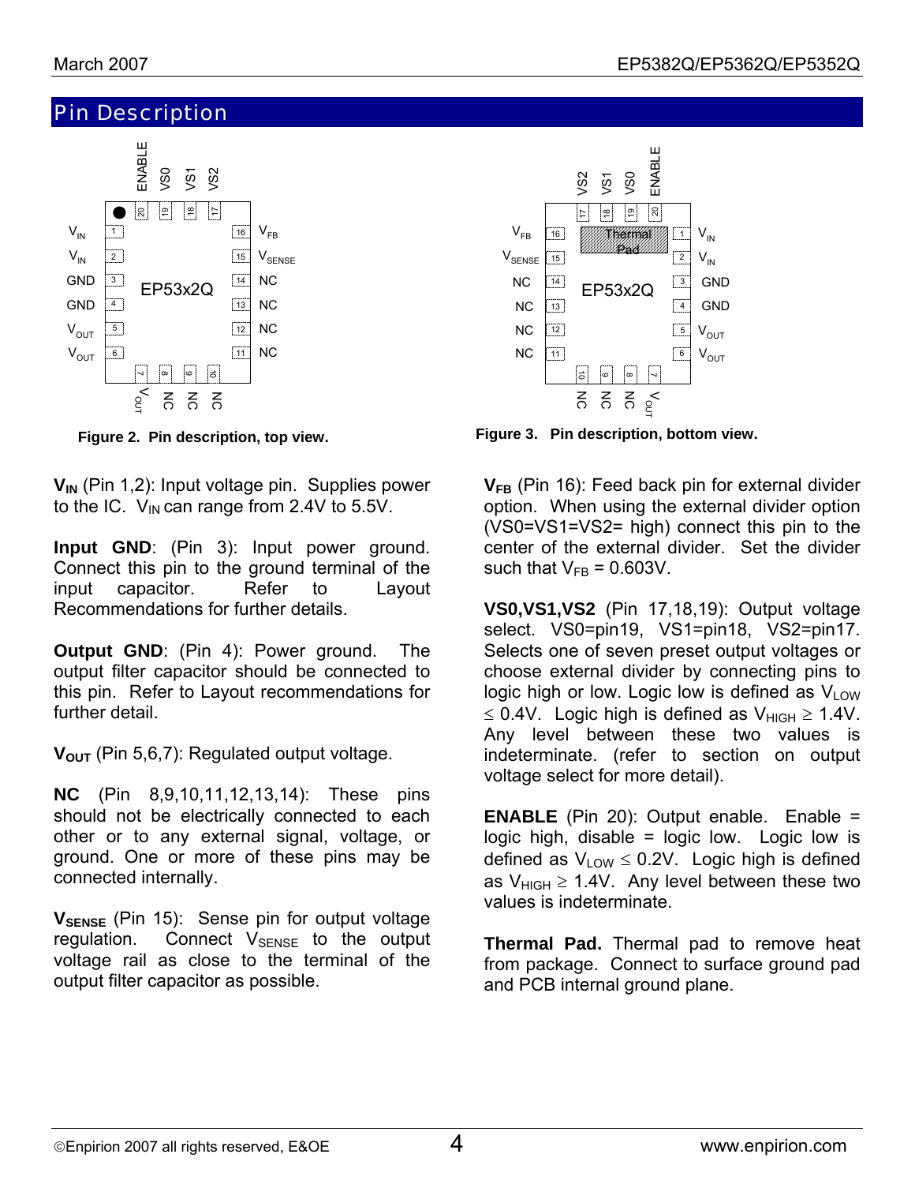# Pin Description

Figure 2. Pin description, top view.

Figure 3. Pin description, bottom view.

**$V_{IN}$** (Pin 1,2): Input voltage pin. Supplies power to the IC. $V_{IN}$ can range from 2.4V to 5.5V.

**Input GND**: (Pin 3): Input power ground. Connect this pin to the ground terminal of the input capacitor. Refer to Layout Recommendations for further details.

**Output GND**: (Pin 4): Power ground. The output filter capacitor should be connected to this pin. Refer to Layout recommendations for further detail.

**$V_{OUT}$** (Pin 5,6,7): Regulated output voltage.

**NC** (Pin 8,9,10,11,12,13,14): These pins should not be electrically connected to each other or to any external signal, voltage, or ground. One or more of these pins may be connected internally.

**$V_{SENSE}$** (Pin 15): Sense pin for output voltage regulation. Connect $V_{SENSE}$ to the output voltage rail as close to the terminal of the output filter capacitor as possible.

**$V_{FB}$** (Pin 16): Feed back pin for external divider option. When using the external divider option (VS0=VS1=VS2= high) connect this pin to the center of the external divider. Set the divider such that $V_{FB}$ = 0.603V.

**VS0,VS1,VS2** (Pin 17,18,19): Output voltage select. VS0=pin19, VS1=pin18, VS2=pin17. Selects one of seven preset output voltages or choose external divider by connecting pins to logic high or low. Logic low is defined as $V_{LOW} \leq 0.4V$. Logic high is defined as $V_{HIGH} \geq 1.4V$. Any level between these two values is indeterminate. (refer to section on output voltage select for more detail).

**ENABLE** (Pin 20): Output enable. Enable = logic high, disable = logic low. Logic low is defined as $V_{LOW} \leq 0.2V$. Logic high is defined as $V_{HIGH} \geq 1.4V$. Any level between these two values is indeterminate.

**Thermal Pad.** Thermal pad to remove heat from package. Connect to surface ground pad and PCB internal ground plane.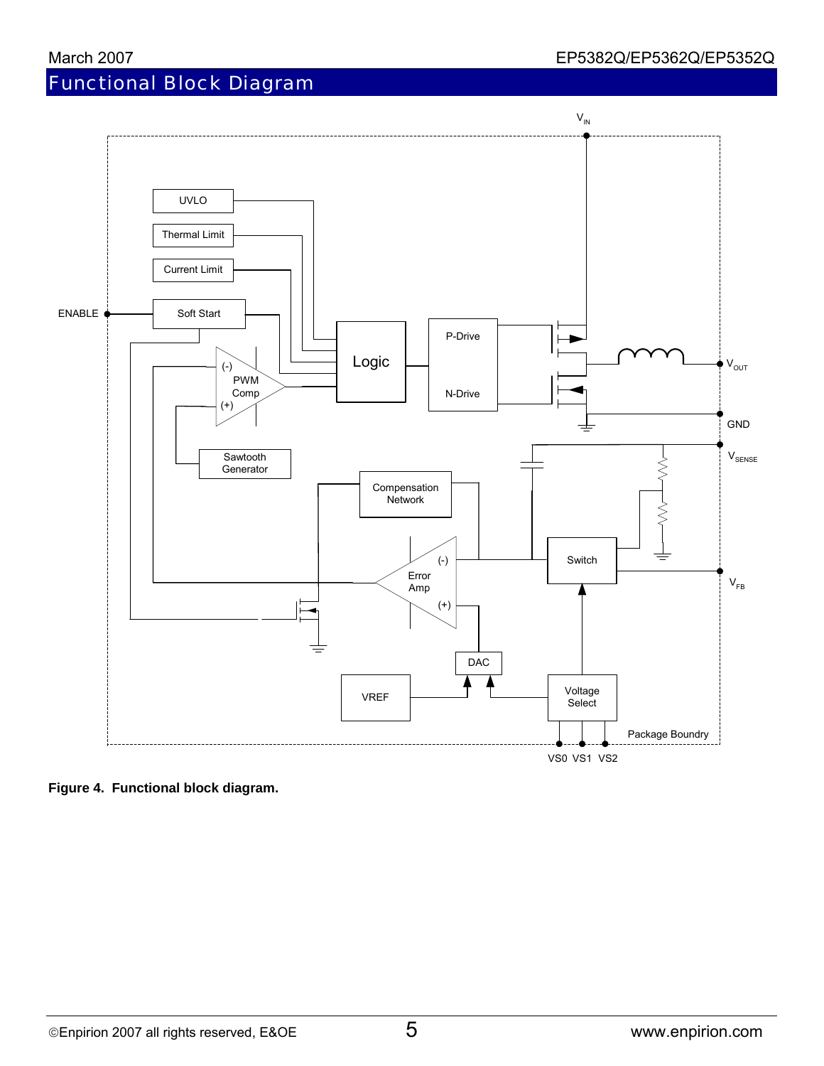# Functional Block Diagram

**Figure 4. Functional block diagram.**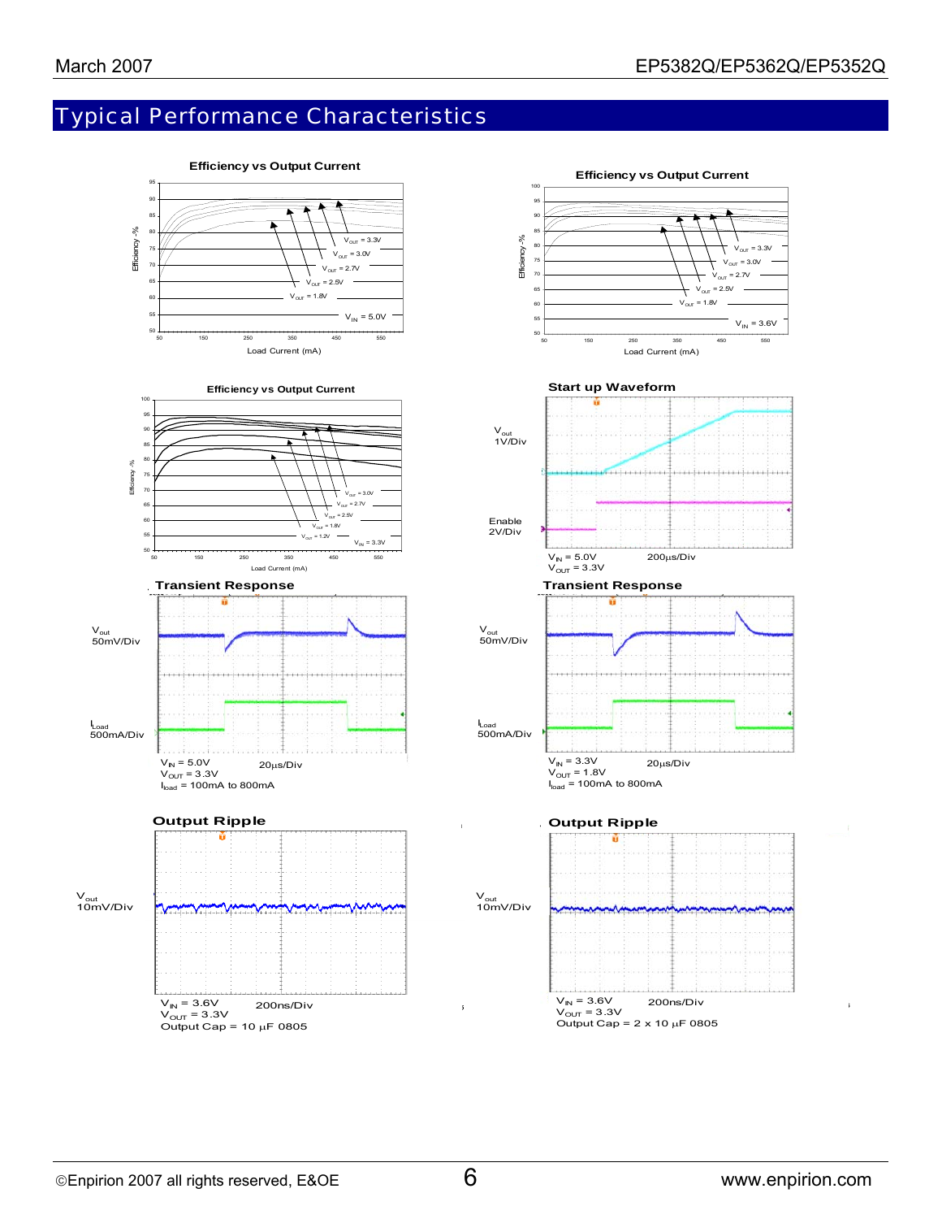## Typical Performance Characteristics

**Efficiency vs Output Current**

Efficiency -% (50–95) vs Load Current (mA) (50–550)

$V_{OUT}$ = 3.3V, $V_{OUT}$ = 3.0V, $V_{OUT}$ = 2.7V, $V_{OUT}$ = 2.5V, $V_{OUT}$ = 1.8V

$V_{IN}$ = 5.0V

**Efficiency vs Output Current**

Efficiency -% (50–100) vs Load Current (mA) (50–550)

$V_{OUT}$ = 3.3V, $V_{OUT}$ = 3.0V, $V_{OUT}$ = 2.7V, $V_{OUT}$ = 2.5V, $V_{OUT}$ = 1.8V

$V_{IN}$ = 3.6V

**Efficiency vs Output Current**

Efficiency -% (50–100) vs Load Current (mA) (50–550)

$V_{out}$ = 3.0V, $V_{out}$ = 2.7V, $V_{out}$ = 2.5V, $V_{out}$ = 1.8V, $V_{out}$ = 1.2V

$V_{IN}$ = 3.3V

**Start up Waveform**

$V_{out}$ 1V/Div

Enable 2V/Div

$V_{IN}$ = 5.0V 200µs/Div
$V_{OUT}$ = 3.3V

**Transient Response**

$V_{out}$ 50mV/Div

$I_{Load}$ 500mA/Div

$V_{IN}$ = 5.0V 20µs/Div
$V_{OUT}$ = 3.3V
$I_{load}$ = 100mA to 800mA

**Transient Response**

$V_{out}$ 50mV/Div

$I_{Load}$ 500mA/Div

$V_{IN}$ = 3.3V 20µs/Div
$V_{OUT}$ = 1.8V
$I_{load}$ = 100mA to 800mA

**Output Ripple**

$V_{out}$ 10mV/Div

$V_{IN}$ = 3.6V 200ns/Div
$V_{OUT}$ = 3.3V
Output Cap = 10 µF 0805

**Output Ripple**

$V_{out}$ 10mV/Div

$V_{IN}$ = 3.6V 200ns/Div
$V_{OUT}$ = 3.3V
Output Cap = 2 x 10 µF 0805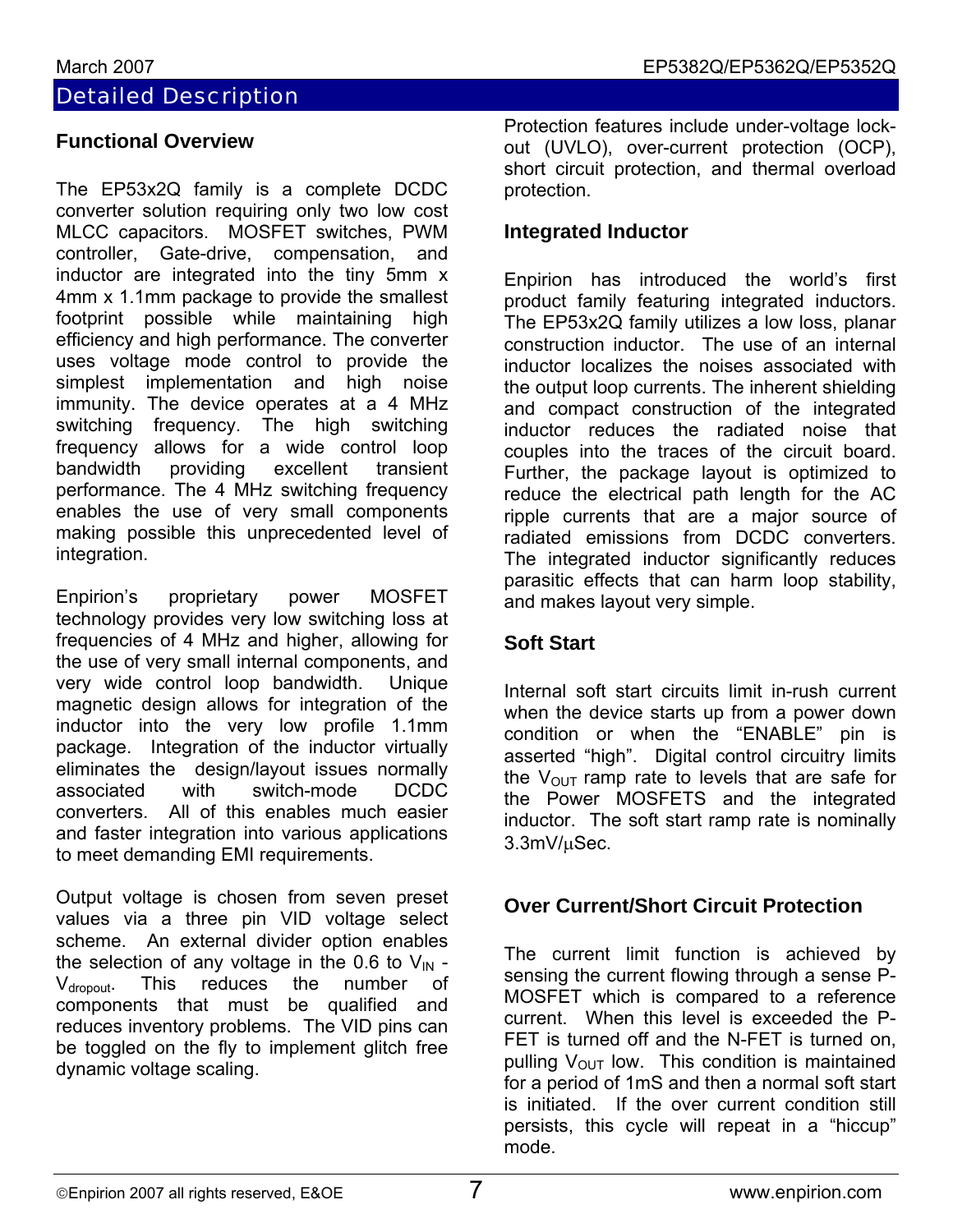# Detailed Description

## Functional Overview

The EP53x2Q family is a complete DCDC converter solution requiring only two low cost MLCC capacitors. MOSFET switches, PWM controller, Gate-drive, compensation, and inductor are integrated into the tiny 5mm x 4mm x 1.1mm package to provide the smallest footprint possible while maintaining high efficiency and high performance. The converter uses voltage mode control to provide the simplest implementation and high noise immunity. The device operates at a 4 MHz switching frequency. The high switching frequency allows for a wide control loop bandwidth providing excellent transient performance. The 4 MHz switching frequency enables the use of very small components making possible this unprecedented level of integration.

Enpirion's proprietary power MOSFET technology provides very low switching loss at frequencies of 4 MHz and higher, allowing for the use of very small internal components, and very wide control loop bandwidth. Unique magnetic design allows for integration of the inductor into the very low profile 1.1mm package. Integration of the inductor virtually eliminates the design/layout issues normally associated with switch-mode DCDC converters. All of this enables much easier and faster integration into various applications to meet demanding EMI requirements.

Output voltage is chosen from seven preset values via a three pin VID voltage select scheme. An external divider option enables the selection of any voltage in the 0.6 to $V_{IN}$ - $V_{dropout}$. This reduces the number of components that must be qualified and reduces inventory problems. The VID pins can be toggled on the fly to implement glitch free dynamic voltage scaling.

Protection features include under-voltage lock-out (UVLO), over-current protection (OCP), short circuit protection, and thermal overload protection.

## Integrated Inductor

Enpirion has introduced the world's first product family featuring integrated inductors. The EP53x2Q family utilizes a low loss, planar construction inductor. The use of an internal inductor localizes the noises associated with the output loop currents. The inherent shielding and compact construction of the integrated inductor reduces the radiated noise that couples into the traces of the circuit board. Further, the package layout is optimized to reduce the electrical path length for the AC ripple currents that are a major source of radiated emissions from DCDC converters. The integrated inductor significantly reduces parasitic effects that can harm loop stability, and makes layout very simple.

## Soft Start

Internal soft start circuits limit in-rush current when the device starts up from a power down condition or when the "ENABLE" pin is asserted "high". Digital control circuitry limits the $V_{OUT}$ ramp rate to levels that are safe for the Power MOSFETS and the integrated inductor. The soft start ramp rate is nominally 3.3mV/μSec.

## Over Current/Short Circuit Protection

The current limit function is achieved by sensing the current flowing through a sense P-MOSFET which is compared to a reference current. When this level is exceeded the P-FET is turned off and the N-FET is turned on, pulling $V_{OUT}$ low. This condition is maintained for a period of 1mS and then a normal soft start is initiated. If the over current condition still persists, this cycle will repeat in a "hiccup" mode.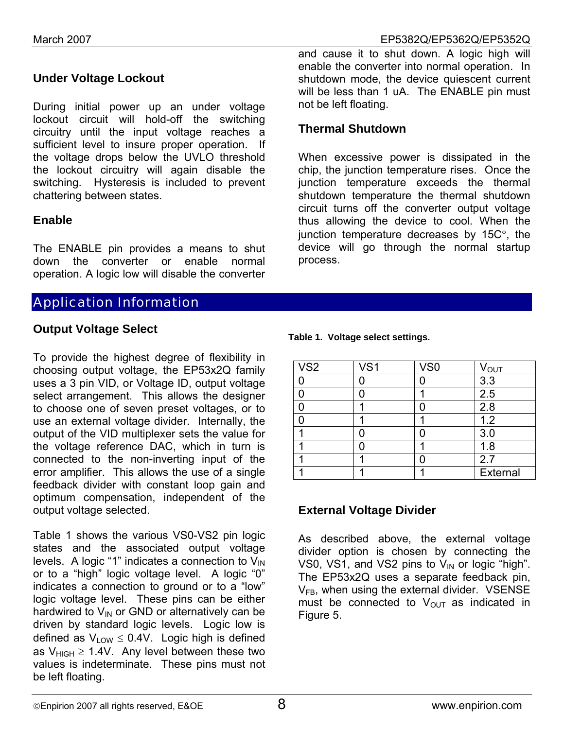### Under Voltage Lockout

During initial power up an under voltage lockout circuit will hold-off the switching circuitry until the input voltage reaches a sufficient level to insure proper operation. If the voltage drops below the UVLO threshold the lockout circuitry will again disable the switching. Hysteresis is included to prevent chattering between states.

### Enable

The ENABLE pin provides a means to shut down the converter or enable normal operation. A logic low will disable the converter and cause it to shut down. A logic high will enable the converter into normal operation. In shutdown mode, the device quiescent current will be less than 1 uA. The ENABLE pin must not be left floating.

### Thermal Shutdown

When excessive power is dissipated in the chip, the junction temperature rises. Once the junction temperature exceeds the thermal shutdown temperature the thermal shutdown circuit turns off the converter output voltage thus allowing the device to cool. When the junction temperature decreases by 15C°, the device will go through the normal startup process.

## Application Information

### Output Voltage Select

To provide the highest degree of flexibility in choosing output voltage, the EP53x2Q family uses a 3 pin VID, or Voltage ID, output voltage select arrangement. This allows the designer to choose one of seven preset voltages, or to use an external voltage divider. Internally, the output of the VID multiplexer sets the value for the voltage reference DAC, which in turn is connected to the non-inverting input of the error amplifier. This allows the use of a single feedback divider with constant loop gain and optimum compensation, independent of the output voltage selected.

Table 1 shows the various VS0-VS2 pin logic states and the associated output voltage levels. A logic "1" indicates a connection to $V_{IN}$ or to a "high" logic voltage level. A logic "0" indicates a connection to ground or to a "low" logic voltage level. These pins can be either hardwired to $V_{IN}$ or GND or alternatively can be driven by standard logic levels. Logic low is defined as $V_{LOW} \leq 0.4V$. Logic high is defined as $V_{HIGH} \geq 1.4V$. Any level between these two values is indeterminate. These pins must not be left floating.

**Table 1. Voltage select settings.**

| VS2 | VS1 | VS0 | $V_{OUT}$ |
|---|---|---|---|
| 0 | 0 | 0 | 3.3 |
| 0 | 0 | 1 | 2.5 |
| 0 | 1 | 0 | 2.8 |
| 0 | 1 | 1 | 1.2 |
| 1 | 0 | 0 | 3.0 |
| 1 | 0 | 1 | 1.8 |
| 1 | 1 | 0 | 2.7 |
| 1 | 1 | 1 | External |

### External Voltage Divider

As described above, the external voltage divider option is chosen by connecting the VS0, VS1, and VS2 pins to $V_{IN}$ or logic "high". The EP53x2Q uses a separate feedback pin, $V_{FB}$, when using the external divider. VSENSE must be connected to $V_{OUT}$ as indicated in Figure 5.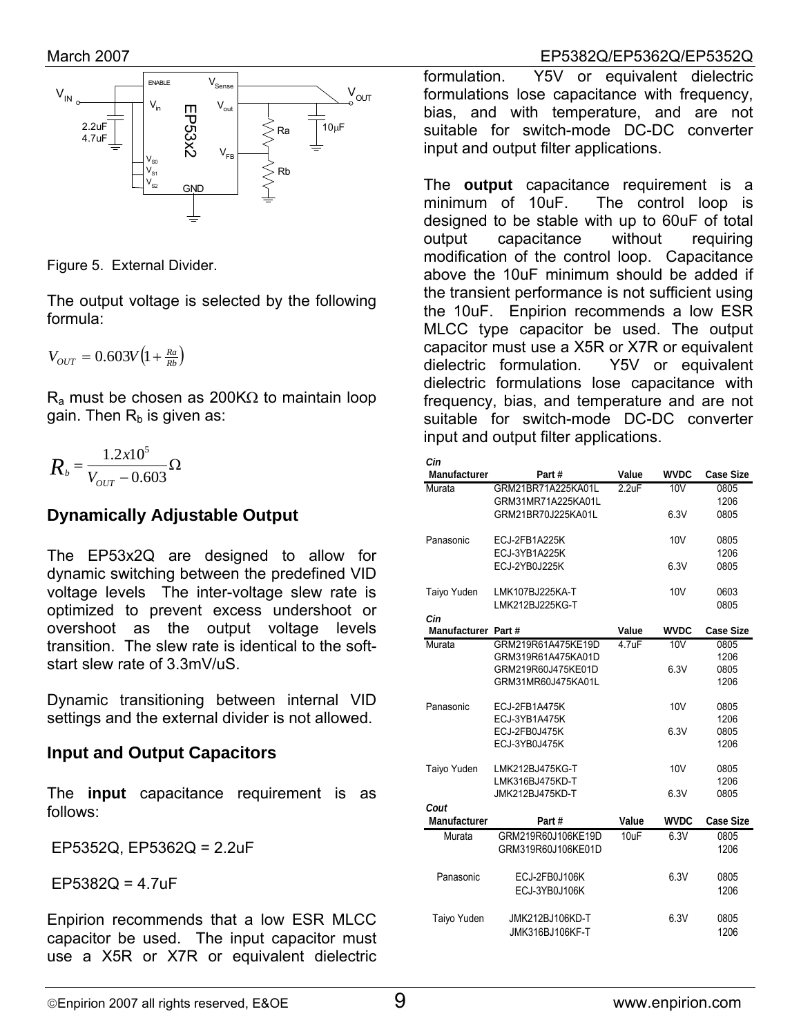Figure 5. External Divider.

The output voltage is selected by the following formula:

$$V_{OUT} = 0.603V\left(1 + \frac{Ra}{Rb}\right)$$

$R_a$ must be chosen as 200KΩ to maintain loop gain. Then $R_b$ is given as:

$$R_b = \frac{1.2x10^5}{V_{OUT} - 0.603}\Omega$$

## Dynamically Adjustable Output

The EP53x2Q are designed to allow for dynamic switching between the predefined VID voltage levels The inter-voltage slew rate is optimized to prevent excess undershoot or overshoot as the output voltage levels transition. The slew rate is identical to the soft-start slew rate of 3.3mV/uS.

Dynamic transitioning between internal VID settings and the external divider is not allowed.

## Input and Output Capacitors

The **input** capacitance requirement is as follows:

EP5352Q, EP5362Q = 2.2uF

EP5382Q = 4.7uF

Enpirion recommends that a low ESR MLCC capacitor be used. The input capacitor must use a X5R or X7R or equivalent dielectric formulation. Y5V or equivalent dielectric formulations lose capacitance with frequency, bias, and with temperature, and are not suitable for switch-mode DC-DC converter input and output filter applications.

The **output** capacitance requirement is a minimum of 10uF. The control loop is designed to be stable with up to 60uF of total output capacitance without requiring modification of the control loop. Capacitance above the 10uF minimum should be added if the transient performance is not sufficient using the 10uF. Enpirion recommends a low ESR MLCC type capacitor be used. The output capacitor must use a X5R or X7R or equivalent dielectric formulation. Y5V or equivalent dielectric formulations lose capacitance with frequency, bias, and temperature and are not suitable for switch-mode DC-DC converter input and output filter applications.

***Cin***

| Manufacturer | Part # | Value | WVDC | Case Size |
|---|---|---|---|---|
| Murata | GRM21BR71A225KA01L | 2.2uF | 10V | 0805 |
| | GRM31MR71A225KA01L | | | 1206 |
| | GRM21BR70J225KA01L | | 6.3V | 0805 |
| Panasonic | ECJ-2FB1A225K | | 10V | 0805 |
| | ECJ-3YB1A225K | | | 1206 |
| | ECJ-2YB0J225K | | 6.3V | 0805 |
| Taiyo Yuden | LMK107BJ225KA-T | | 10V | 0603 |
| | LMK212BJ225KG-T | | | 0805 |

***Cin***

| Manufacturer | Part # | Value | WVDC | Case Size |
|---|---|---|---|---|
| Murata | GRM219R61A475KE19D | 4.7uF | 10V | 0805 |
| | GRM319R61A475KA01D | | | 1206 |
| | GRM219R60J475KE01D | | 6.3V | 0805 |
| | GRM31MR60J475KA01L | | | 1206 |
| Panasonic | ECJ-2FB1A475K | | 10V | 0805 |
| | ECJ-3YB1A475K | | | 1206 |
| | ECJ-2FB0J475K | | 6.3V | 0805 |
| | ECJ-3YB0J475K | | | 1206 |
| Taiyo Yuden | LMK212BJ475KG-T | | 10V | 0805 |
| | LMK316BJ475KD-T | | | 1206 |
| | JMK212BJ475KD-T | | 6.3V | 0805 |

***Cout***

| Manufacturer | Part # | Value | WVDC | Case Size |
|---|---|---|---|---|
| Murata | GRM219R60J106KE19D | 10uF | 6.3V | 0805 |
| | GRM319R60J106KE01D | | | 1206 |
| Panasonic | ECJ-2FB0J106K | | 6.3V | 0805 |
| | ECJ-3YB0J106K | | | 1206 |
| Taiyo Yuden | JMK212BJ106KD-T | | 6.3V | 0805 |
| | JMK316BJ106KF-T | | | 1206 |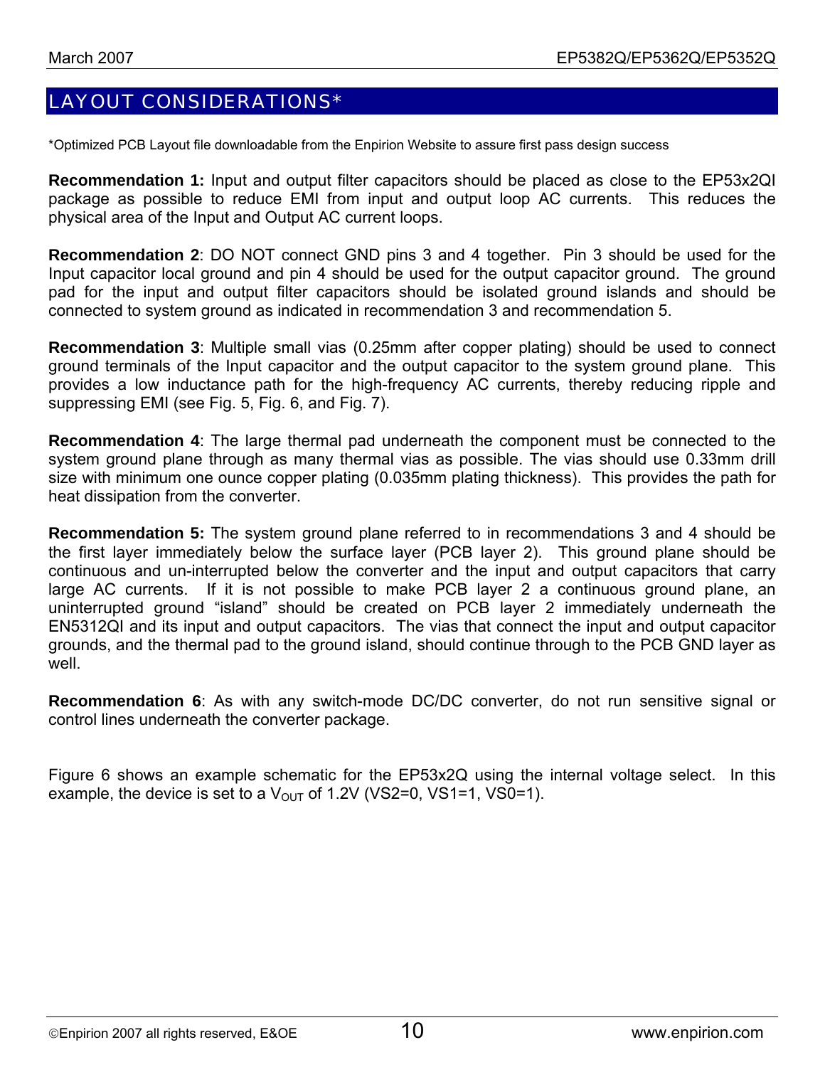# LAYOUT CONSIDERATIONS*

*Optimized PCB Layout file downloadable from the Enpirion Website to assure first pass design success

**Recommendation 1:** Input and output filter capacitors should be placed as close to the EP53x2QI package as possible to reduce EMI from input and output loop AC currents. This reduces the physical area of the Input and Output AC current loops.

**Recommendation 2**: DO NOT connect GND pins 3 and 4 together. Pin 3 should be used for the Input capacitor local ground and pin 4 should be used for the output capacitor ground. The ground pad for the input and output filter capacitors should be isolated ground islands and should be connected to system ground as indicated in recommendation 3 and recommendation 5.

**Recommendation 3**: Multiple small vias (0.25mm after copper plating) should be used to connect ground terminals of the Input capacitor and the output capacitor to the system ground plane. This provides a low inductance path for the high-frequency AC currents, thereby reducing ripple and suppressing EMI (see Fig. 5, Fig. 6, and Fig. 7).

**Recommendation 4**: The large thermal pad underneath the component must be connected to the system ground plane through as many thermal vias as possible. The vias should use 0.33mm drill size with minimum one ounce copper plating (0.035mm plating thickness). This provides the path for heat dissipation from the converter.

**Recommendation 5:** The system ground plane referred to in recommendations 3 and 4 should be the first layer immediately below the surface layer (PCB layer 2). This ground plane should be continuous and un-interrupted below the converter and the input and output capacitors that carry large AC currents. If it is not possible to make PCB layer 2 a continuous ground plane, an uninterrupted ground "island" should be created on PCB layer 2 immediately underneath the EN5312QI and its input and output capacitors. The vias that connect the input and output capacitor grounds, and the thermal pad to the ground island, should continue through to the PCB GND layer as well.

**Recommendation 6**: As with any switch-mode DC/DC converter, do not run sensitive signal or control lines underneath the converter package.

Figure 6 shows an example schematic for the EP53x2Q using the internal voltage select. In this example, the device is set to a $V_{OUT}$ of 1.2V (VS2=0, VS1=1, VS0=1).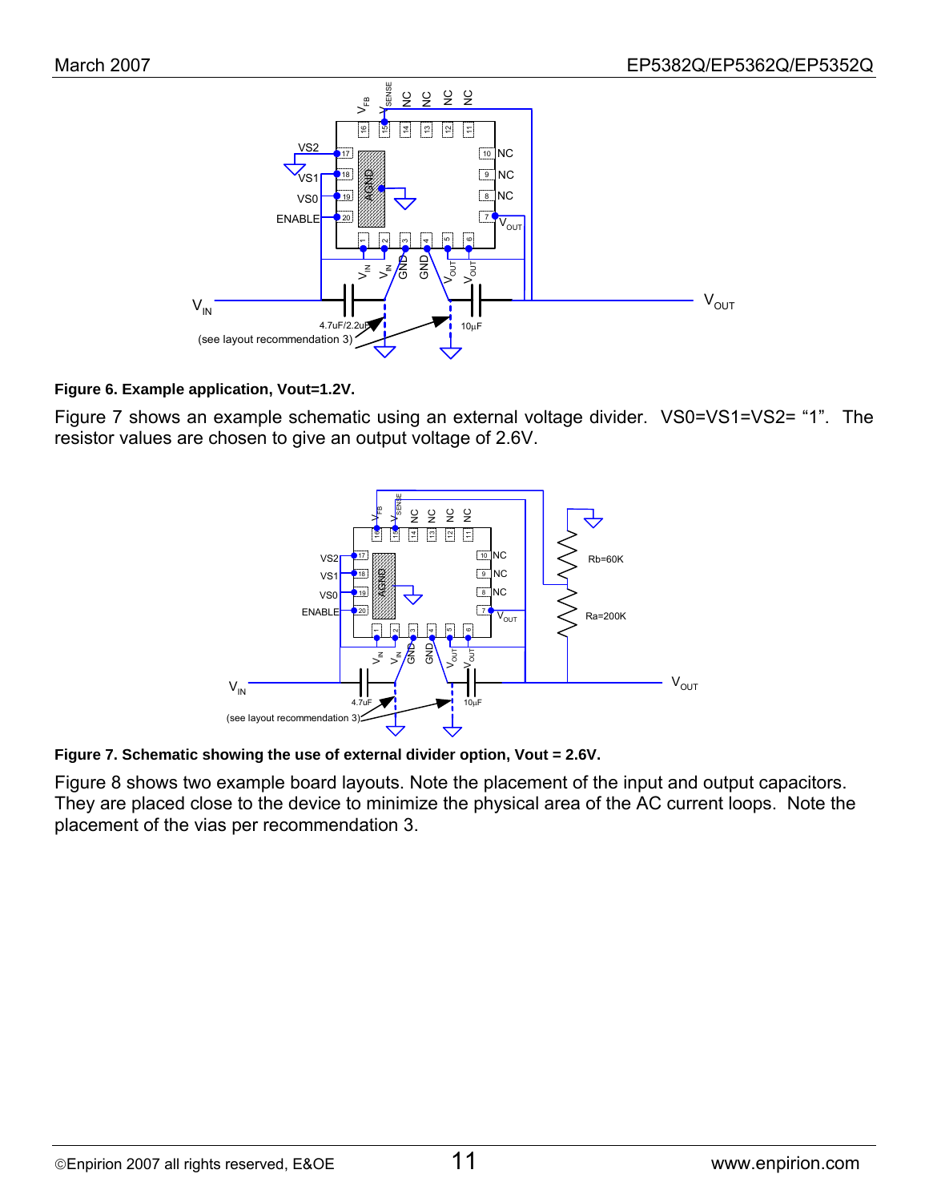**Figure 6. Example application, Vout=1.2V.**

Figure 7 shows an example schematic using an external voltage divider. VS0=VS1=VS2= “1”. The resistor values are chosen to give an output voltage of 2.6V.

**Figure 7. Schematic showing the use of external divider option, Vout = 2.6V.**

Figure 8 shows two example board layouts. Note the placement of the input and output capacitors. They are placed close to the device to minimize the physical area of the AC current loops. Note the placement of the vias per recommendation 3.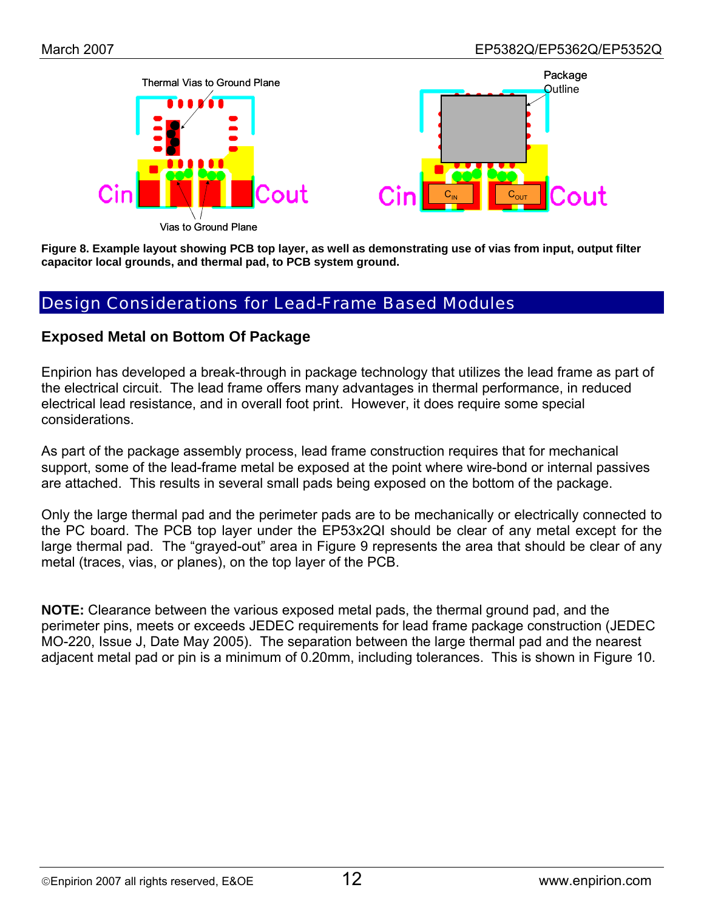Figure 8. Example layout showing PCB top layer, as well as demonstrating use of vias from input, output filter capacitor local grounds, and thermal pad, to PCB system ground.

## Design Considerations for Lead-Frame Based Modules

### Exposed Metal on Bottom Of Package

Enpirion has developed a break-through in package technology that utilizes the lead frame as part of the electrical circuit. The lead frame offers many advantages in thermal performance, in reduced electrical lead resistance, and in overall foot print. However, it does require some special considerations.

As part of the package assembly process, lead frame construction requires that for mechanical support, some of the lead-frame metal be exposed at the point where wire-bond or internal passives are attached. This results in several small pads being exposed on the bottom of the package.

Only the large thermal pad and the perimeter pads are to be mechanically or electrically connected to the PC board. The PCB top layer under the EP53x2QI should be clear of any metal except for the large thermal pad. The "grayed-out" area in Figure 9 represents the area that should be clear of any metal (traces, vias, or planes), on the top layer of the PCB.

**NOTE:** Clearance between the various exposed metal pads, the thermal ground pad, and the perimeter pins, meets or exceeds JEDEC requirements for lead frame package construction (JEDEC MO-220, Issue J, Date May 2005). The separation between the large thermal pad and the nearest adjacent metal pad or pin is a minimum of 0.20mm, including tolerances. This is shown in Figure 10.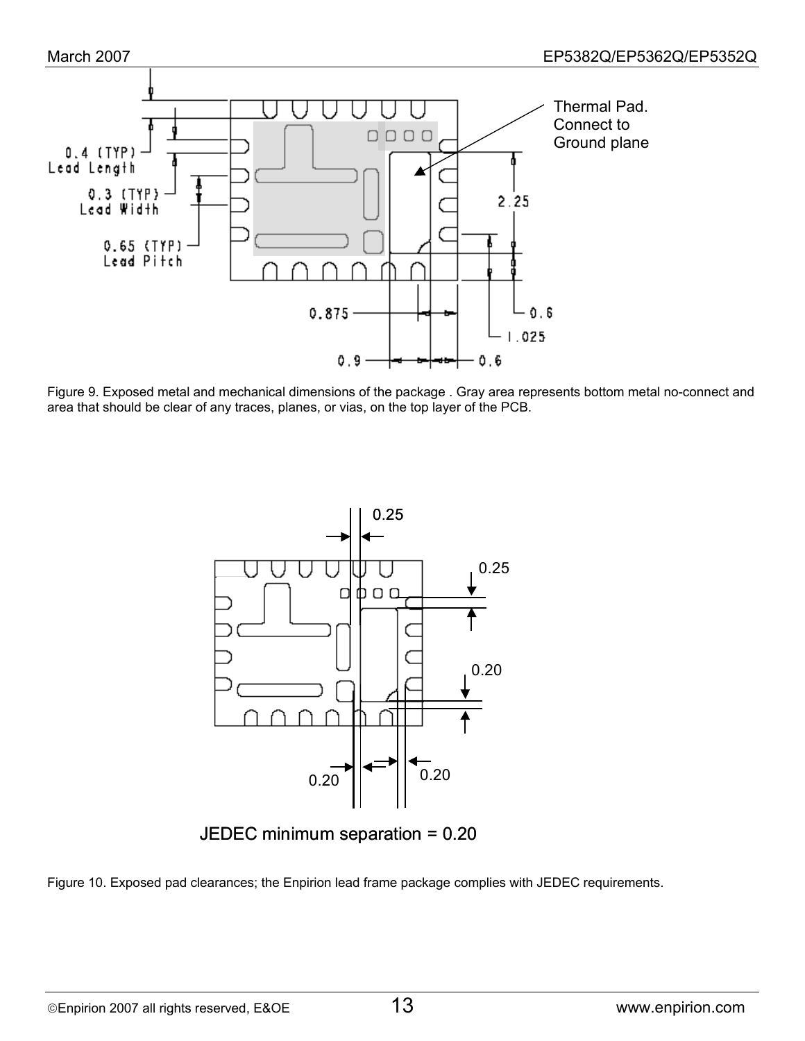Thermal Pad. Connect to Ground plane

0.4 (TYP) Lead Length

0.3 (TYP) Lead Width

0.65 (TYP) Lead Pitch

2.25

0.875

0.6

1.025

0.9

0.6

Figure 9. Exposed metal and mechanical dimensions of the package . Gray area represents bottom metal no-connect and area that should be clear of any traces, planes, or vias, on the top layer of the PCB.

0.25

0.25

0.20

0.20

0.20

JEDEC minimum separation = 0.20

Figure 10. Exposed pad clearances; the Enpirion lead frame package complies with JEDEC requirements.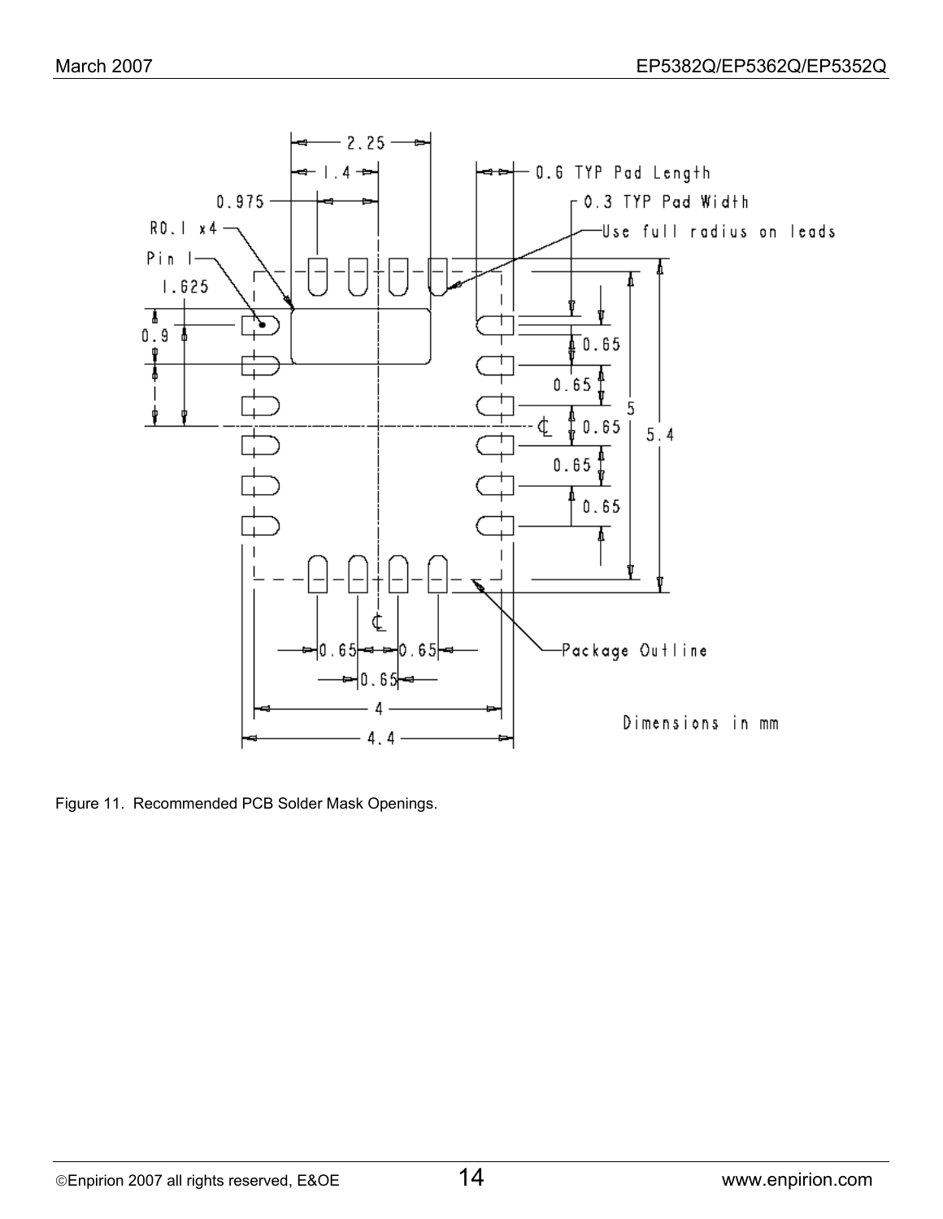2.25

1.4

0.975

R0.1 x4

Pin 1

1.625

0.9

0.6 TYP Pad Length

0.3 TYP Pad Width

Use full radius on leads

0.65

0.65

0.65

0.65

0.65

5

5.4

0.65 0.65

0.65

4

4.4

Package Outline

Dimensions in mm

Figure 11. Recommended PCB Solder Mask Openings.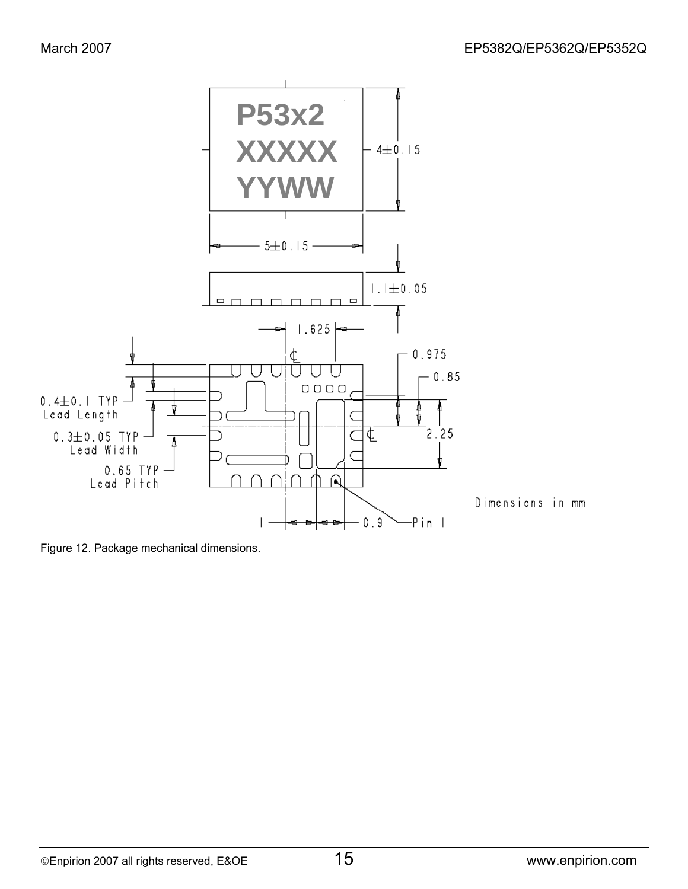P53x2
XXXXX
YYWW

4±0.15

5±0.15

1.1±0.05

1.625

0.975

0.85

2.25

0.4±0.1 TYP
Lead Length

0.3±0.05 TYP
Lead Width

0.65 TYP
Lead Pitch

0.9

Pin 1

Dimensions in mm

Figure 12. Package mechanical dimensions.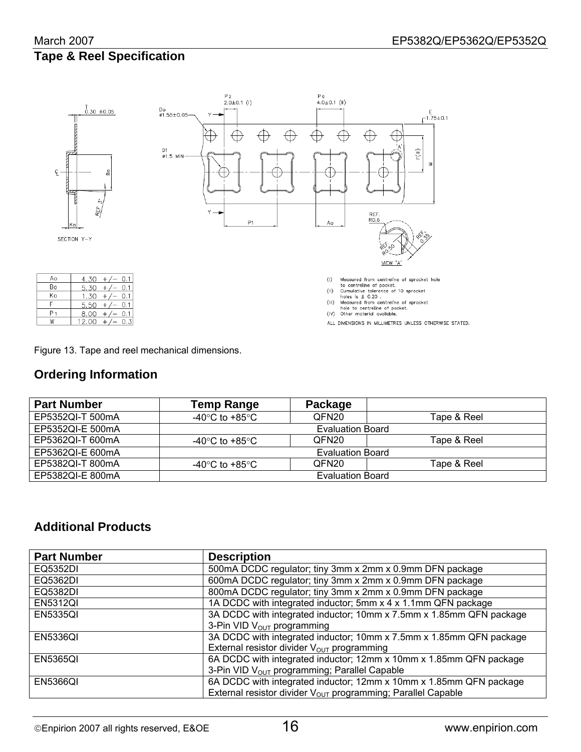## Tape & Reel Specification

| Ao | 4.30 +/- 0.1 |
|---|---|
| Bo | 5.30 +/- 0.1 |
| Ko | 1.30 +/- 0.1 |
| F | 5.50 +/- 0.1 |
| P1 | 8.00 +/- 0.1 |
| W | 12.00 +/- 0.3 |

(I) Measured from centreline of sprocket hole to centreline of pocket.
(II) Cumulative tolerance of 10 sprocket holes is ± 0.20 .
(III) Measured from centreline of sprocket hole to centreline of pocket.
(IV) Other material available.

ALL DIMENSIONS IN MILLIMETRES UNLESS OTHERWISE STATED.

Figure 13. Tape and reel mechanical dimensions.

## Ordering Information

| Part Number | Temp Range | Package | |
|---|---|---|---|
| EP5352QI-T 500mA | -40°C to +85°C | QFN20 | Tape & Reel |
| EP5352QI-E 500mA | Evaluation Board | | |
| EP5362QI-T 600mA | -40°C to +85°C | QFN20 | Tape & Reel |
| EP5362QI-E 600mA | Evaluation Board | | |
| EP5382QI-T 800mA | -40°C to +85°C | QFN20 | Tape & Reel |
| EP5382QI-E 800mA | Evaluation Board | | |

## Additional Products

| Part Number | Description |
|---|---|
| EQ5352DI | 500mA DCDC regulator; tiny 3mm x 2mm x 0.9mm DFN package |
| EQ5362DI | 600mA DCDC regulator; tiny 3mm x 2mm x 0.9mm DFN package |
| EQ5382DI | 800mA DCDC regulator; tiny 3mm x 2mm x 0.9mm DFN package |
| EN5312QI | 1A DCDC with integrated inductor; 5mm x 4 x 1.1mm QFN package |
| EN5335QI | 3A DCDC with integrated inductor; 10mm x 7.5mm x 1.85mm QFN package 3-Pin VID $V_{OUT}$ programming |
| EN5336QI | 3A DCDC with integrated inductor; 10mm x 7.5mm x 1.85mm QFN package External resistor divider $V_{OUT}$ programming |
| EN5365QI | 6A DCDC with integrated inductor; 12mm x 10mm x 1.85mm QFN package 3-Pin VID $V_{OUT}$ programming; Parallel Capable |
| EN5366QI | 6A DCDC with integrated inductor; 12mm x 10mm x 1.85mm QFN package External resistor divider $V_{OUT}$ programming; Parallel Capable |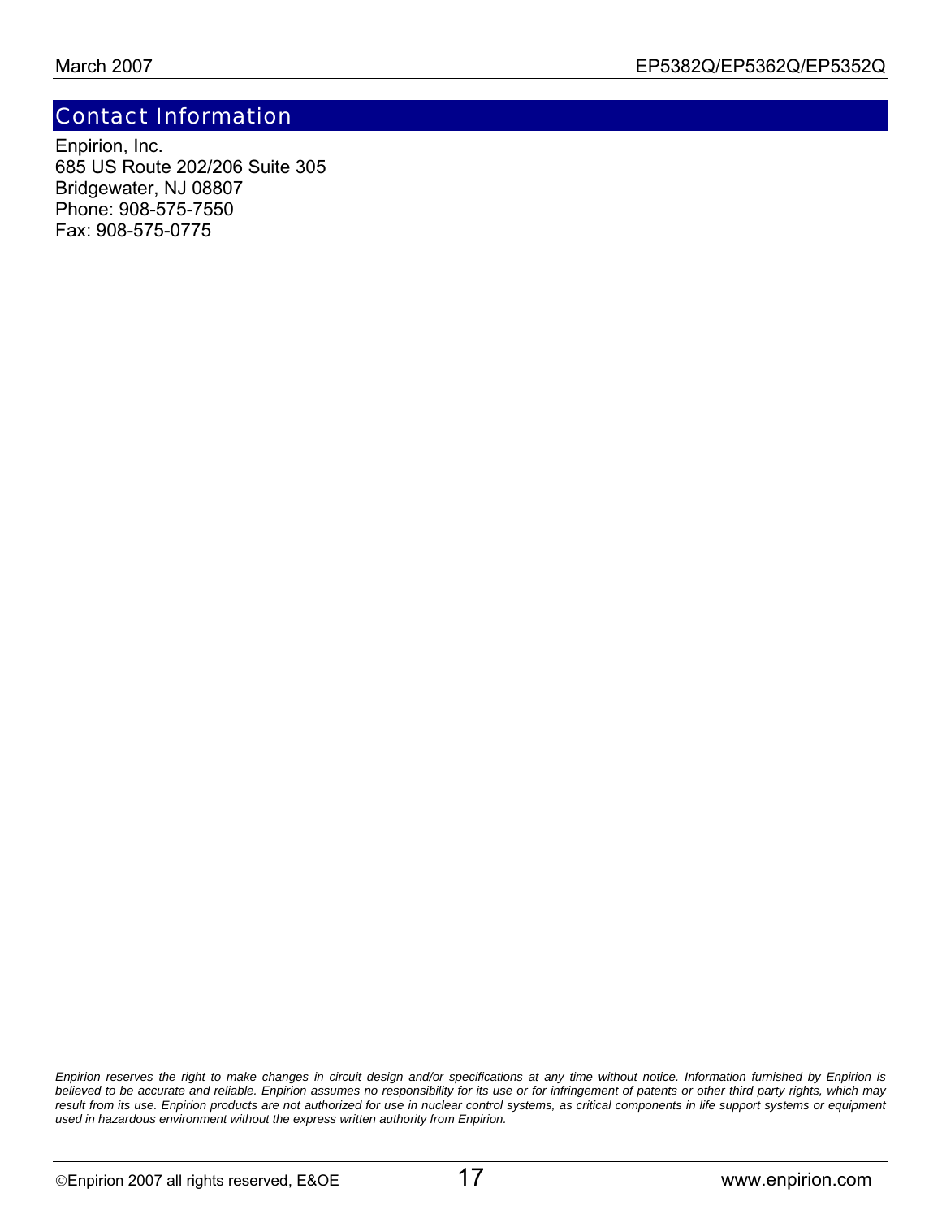## Contact Information

Enpirion, Inc.
685 US Route 202/206 Suite 305
Bridgewater, NJ 08807
Phone: 908-575-7550
Fax: 908-575-0775

*Enpirion reserves the right to make changes in circuit design and/or specifications at any time without notice. Information furnished by Enpirion is believed to be accurate and reliable. Enpirion assumes no responsibility for its use or for infringement of patents or other third party rights, which may result from its use. Enpirion products are not authorized for use in nuclear control systems, as critical components in life support systems or equipment used in hazardous environment without the express written authority from Enpirion.*